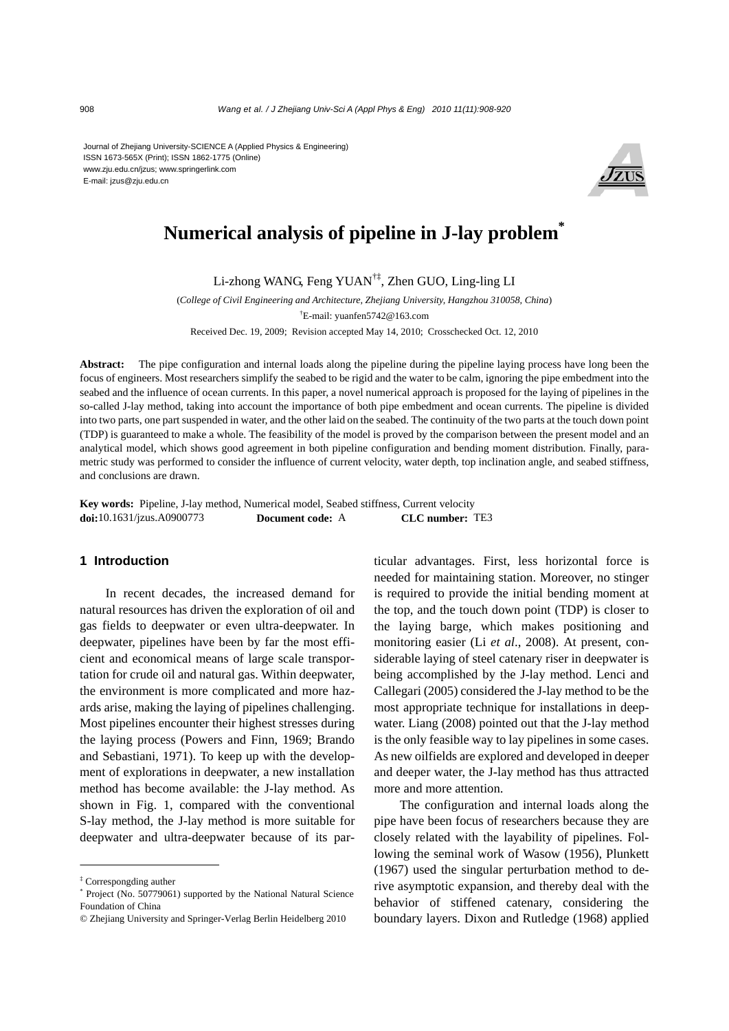Journal of Zhejiang University-SCIENCE A (Applied Physics & Engineering)
ISSN 1673-565X (Print); ISSN 1862-1775 (Online)
www.zju.edu.cn/jzus; www.springerlink.com
E-mail: jzus@zju.edu.cn

# Numerical analysis of pipeline in J-lay problem*

Li-zhong WANG, Feng YUAN[†‡], Zhen GUO, Ling-ling LI

(*College of Civil Engineering and Architecture, Zhejiang University, Hangzhou 310058, China*)

[†]E-mail: yuanfen5742@163.com

Received Dec. 19, 2009; Revision accepted May 14, 2010; Crosschecked Oct. 12, 2010

**Abstract:** The pipe configuration and internal loads along the pipeline during the pipeline laying process have long been the focus of engineers. Most researchers simplify the seabed to be rigid and the water to be calm, ignoring the pipe embedment into the seabed and the influence of ocean currents. In this paper, a novel numerical approach is proposed for the laying of pipelines in the so-called J-lay method, taking into account the importance of both pipe embedment and ocean currents. The pipeline is divided into two parts, one part suspended in water, and the other laid on the seabed. The continuity of the two parts at the touch down point (TDP) is guaranteed to make a whole. The feasibility of the model is proved by the comparison between the present model and an analytical model, which shows good agreement in both pipeline configuration and bending moment distribution. Finally, parametric study was performed to consider the influence of current velocity, water depth, top inclination angle, and seabed stiffness, and conclusions are drawn.

**Key words:** Pipeline, J-lay method, Numerical model, Seabed stiffness, Current velocity
**doi:**10.1631/jzus.A0900773 **Document code:** A **CLC number:** TE3

## 1 Introduction

In recent decades, the increased demand for natural resources has driven the exploration of oil and gas fields to deepwater or even ultra-deepwater. In deepwater, pipelines have been by far the most efficient and economical means of large scale transportation for crude oil and natural gas. Within deepwater, the environment is more complicated and more hazards arise, making the laying of pipelines challenging. Most pipelines encounter their highest stresses during the laying process (Powers and Finn, 1969; Brando and Sebastiani, 1971). To keep up with the development of explorations in deepwater, a new installation method has become available: the J-lay method. As shown in Fig. 1, compared with the conventional S-lay method, the J-lay method is more suitable for deepwater and ultra-deepwater because of its particular advantages. First, less horizontal force is needed for maintaining station. Moreover, no stinger is required to provide the initial bending moment at the top, and the touch down point (TDP) is closer to the laying barge, which makes positioning and monitoring easier (Li *et al*., 2008). At present, considerable laying of steel catenary riser in deepwater is being accomplished by the J-lay method. Lenci and Callegari (2005) considered the J-lay method to be the most appropriate technique for installations in deepwater. Liang (2008) pointed out that the J-lay method is the only feasible way to lay pipelines in some cases. As new oilfields are explored and developed in deeper and deeper water, the J-lay method has thus attracted more and more attention.

The configuration and internal loads along the pipe have been focus of researchers because they are closely related with the layability of pipelines. Following the seminal work of Wasow (1956), Plunkett (1967) used the singular perturbation method to derive asymptotic expansion, and thereby deal with the behavior of stiffened catenary, considering the boundary layers. Dixon and Rutledge (1968) applied

---

‡ Correspongding auther
\* Project (No. 50779061) supported by the National Natural Science Foundation of China
© Zhejiang University and Springer-Verlag Berlin Heidelberg 2010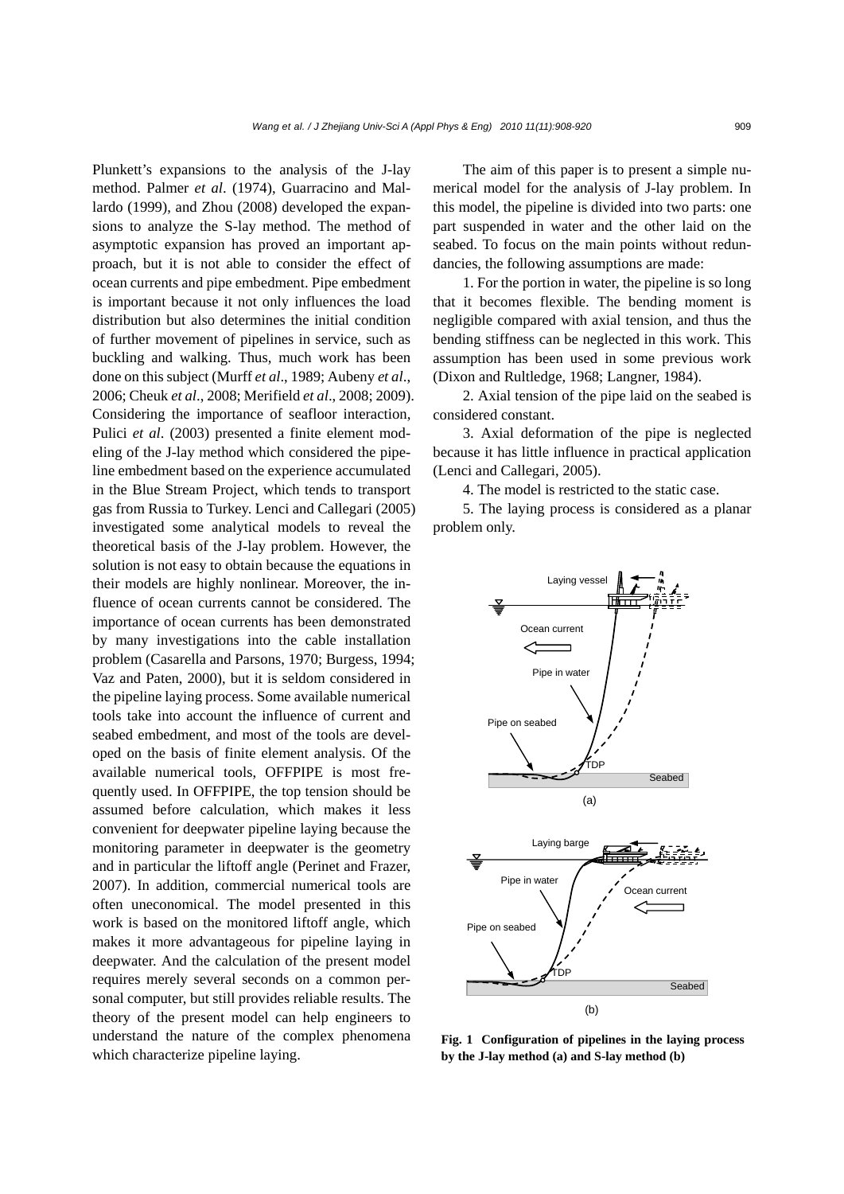Plunkett's expansions to the analysis of the J-lay method. Palmer *et al*. (1974), Guarracino and Mallardo (1999), and Zhou (2008) developed the expansions to analyze the S-lay method. The method of asymptotic expansion has proved an important approach, but it is not able to consider the effect of ocean currents and pipe embedment. Pipe embedment is important because it not only influences the load distribution but also determines the initial condition of further movement of pipelines in service, such as buckling and walking. Thus, much work has been done on this subject (Murff *et al*., 1989; Aubeny *et al*., 2006; Cheuk *et al*., 2008; Merifield *et al*., 2008; 2009). Considering the importance of seafloor interaction, Pulici *et al*. (2003) presented a finite element modeling of the J-lay method which considered the pipeline embedment based on the experience accumulated in the Blue Stream Project, which tends to transport gas from Russia to Turkey. Lenci and Callegari (2005) investigated some analytical models to reveal the theoretical basis of the J-lay problem. However, the solution is not easy to obtain because the equations in their models are highly nonlinear. Moreover, the influence of ocean currents cannot be considered. The importance of ocean currents has been demonstrated by many investigations into the cable installation problem (Casarella and Parsons, 1970; Burgess, 1994; Vaz and Paten, 2000), but it is seldom considered in the pipeline laying process. Some available numerical tools take into account the influence of current and seabed embedment, and most of the tools are developed on the basis of finite element analysis. Of the available numerical tools, OFFPIPE is most frequently used. In OFFPIPE, the top tension should be assumed before calculation, which makes it less convenient for deepwater pipeline laying because the monitoring parameter in deepwater is the geometry and in particular the liftoff angle (Perinet and Frazer, 2007). In addition, commercial numerical tools are often uneconomical. The model presented in this work is based on the monitored liftoff angle, which makes it more advantageous for pipeline laying in deepwater. And the calculation of the present model requires merely several seconds on a common personal computer, but still provides reliable results. The theory of the present model can help engineers to understand the nature of the complex phenomena which characterize pipeline laying.

The aim of this paper is to present a simple numerical model for the analysis of J-lay problem. In this model, the pipeline is divided into two parts: one part suspended in water and the other laid on the seabed. To focus on the main points without redundancies, the following assumptions are made:

1. For the portion in water, the pipeline is so long that it becomes flexible. The bending moment is negligible compared with axial tension, and thus the bending stiffness can be neglected in this work. This assumption has been used in some previous work (Dixon and Rultledge, 1968; Langner, 1984).

2. Axial tension of the pipe laid on the seabed is considered constant.

3. Axial deformation of the pipe is neglected because it has little influence in practical application (Lenci and Callegari, 2005).

4. The model is restricted to the static case.

5. The laying process is considered as a planar problem only.

**Fig. 1 Configuration of pipelines in the laying process by the J-lay method (a) and S-lay method (b)**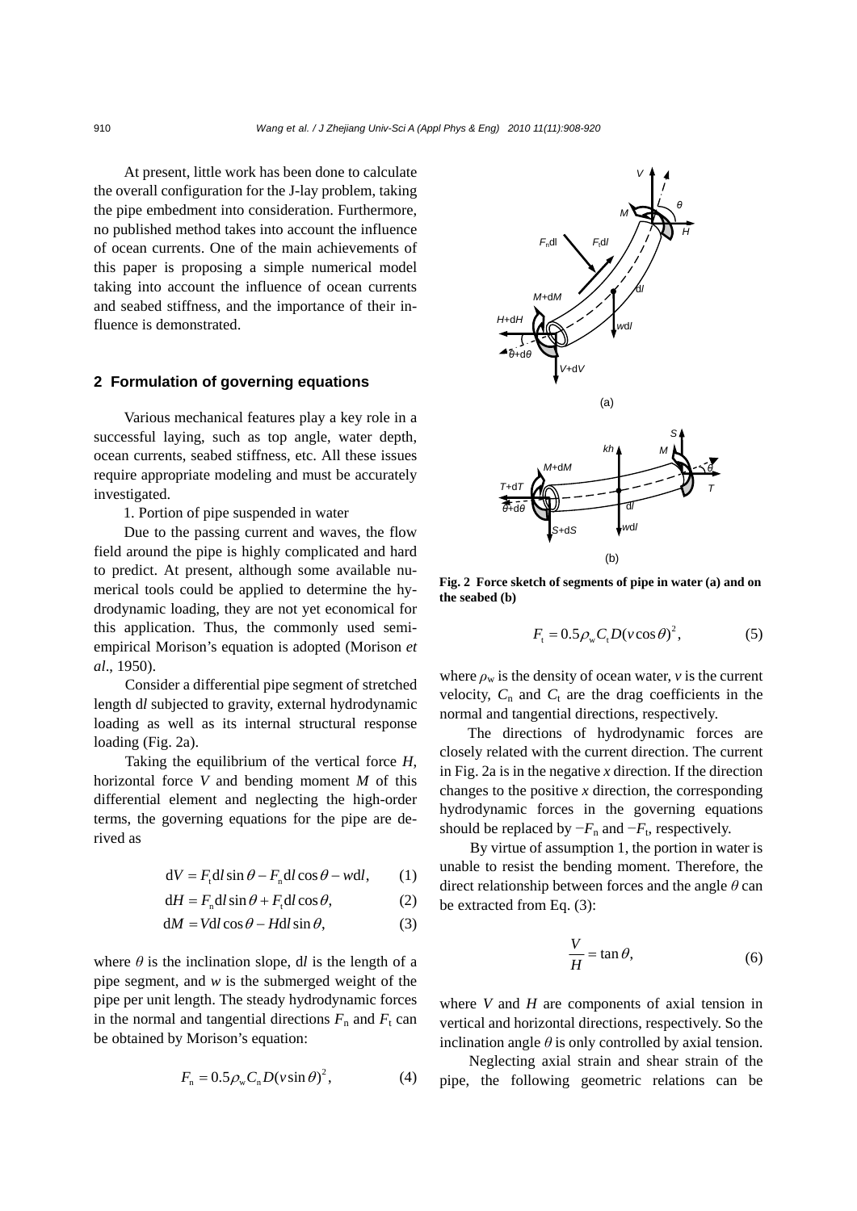At present, little work has been done to calculate the overall configuration for the J-lay problem, taking the pipe embedment into consideration. Furthermore, no published method takes into account the influence of ocean currents. One of the main achievements of this paper is proposing a simple numerical model taking into account the influence of ocean currents and seabed stiffness, and the importance of their influence is demonstrated.

## 2 Formulation of governing equations

Various mechanical features play a key role in a successful laying, such as top angle, water depth, ocean currents, seabed stiffness, etc. All these issues require appropriate modeling and must be accurately investigated.

1. Portion of pipe suspended in water

Due to the passing current and waves, the flow field around the pipe is highly complicated and hard to predict. At present, although some available numerical tools could be applied to determine the hydrodynamic loading, they are not yet economical for this application. Thus, the commonly used semi-empirical Morison's equation is adopted (Morison *et al*., 1950).

Consider a differential pipe segment of stretched length d$l$ subjected to gravity, external hydrodynamic loading as well as its internal structural response loading (Fig. 2a).

Taking the equilibrium of the vertical force $H$, horizontal force $V$ and bending moment $M$ of this differential element and neglecting the high-order terms, the governing equations for the pipe are derived as

$$\mathrm{d}V = F_\mathrm{t}\mathrm{d}l\sin\theta - F_\mathrm{n}\mathrm{d}l\cos\theta - w\mathrm{d}l, \tag{1}$$

$$\mathrm{d}H = F_\mathrm{n}\mathrm{d}l\sin\theta + F_\mathrm{t}\mathrm{d}l\cos\theta, \tag{2}$$

$$\mathrm{d}M = V\mathrm{d}l\cos\theta - H\mathrm{d}l\sin\theta, \tag{3}$$

where $\theta$ is the inclination slope, d$l$ is the length of a pipe segment, and $w$ is the submerged weight of the pipe per unit length. The steady hydrodynamic forces in the normal and tangential directions $F_\mathrm{n}$ and $F_\mathrm{t}$ can be obtained by Morison's equation:

$$F_\mathrm{n} = 0.5\rho_\mathrm{w}C_\mathrm{n}D(v\sin\theta)^2, \tag{4}$$

**Fig. 2 Force sketch of segments of pipe in water (a) and on the seabed (b)**

$$F_\mathrm{t} = 0.5\rho_\mathrm{w}C_\mathrm{t}D(v\cos\theta)^2, \tag{5}$$

where $\rho_\mathrm{w}$ is the density of ocean water, $v$ is the current velocity, $C_\mathrm{n}$ and $C_\mathrm{t}$ are the drag coefficients in the normal and tangential directions, respectively.

The directions of hydrodynamic forces are closely related with the current direction. The current in Fig. 2a is in the negative $x$ direction. If the direction changes to the positive $x$ direction, the corresponding hydrodynamic forces in the governing equations should be replaced by $-F_\mathrm{n}$ and $-F_\mathrm{t}$, respectively.

By virtue of assumption 1, the portion in water is unable to resist the bending moment. Therefore, the direct relationship between forces and the angle $\theta$ can be extracted from Eq. (3):

$$\frac{V}{H} = \tan\theta, \tag{6}$$

where $V$ and $H$ are components of axial tension in vertical and horizontal directions, respectively. So the inclination angle $\theta$ is only controlled by axial tension.

Neglecting axial strain and shear strain of the pipe, the following geometric relations can be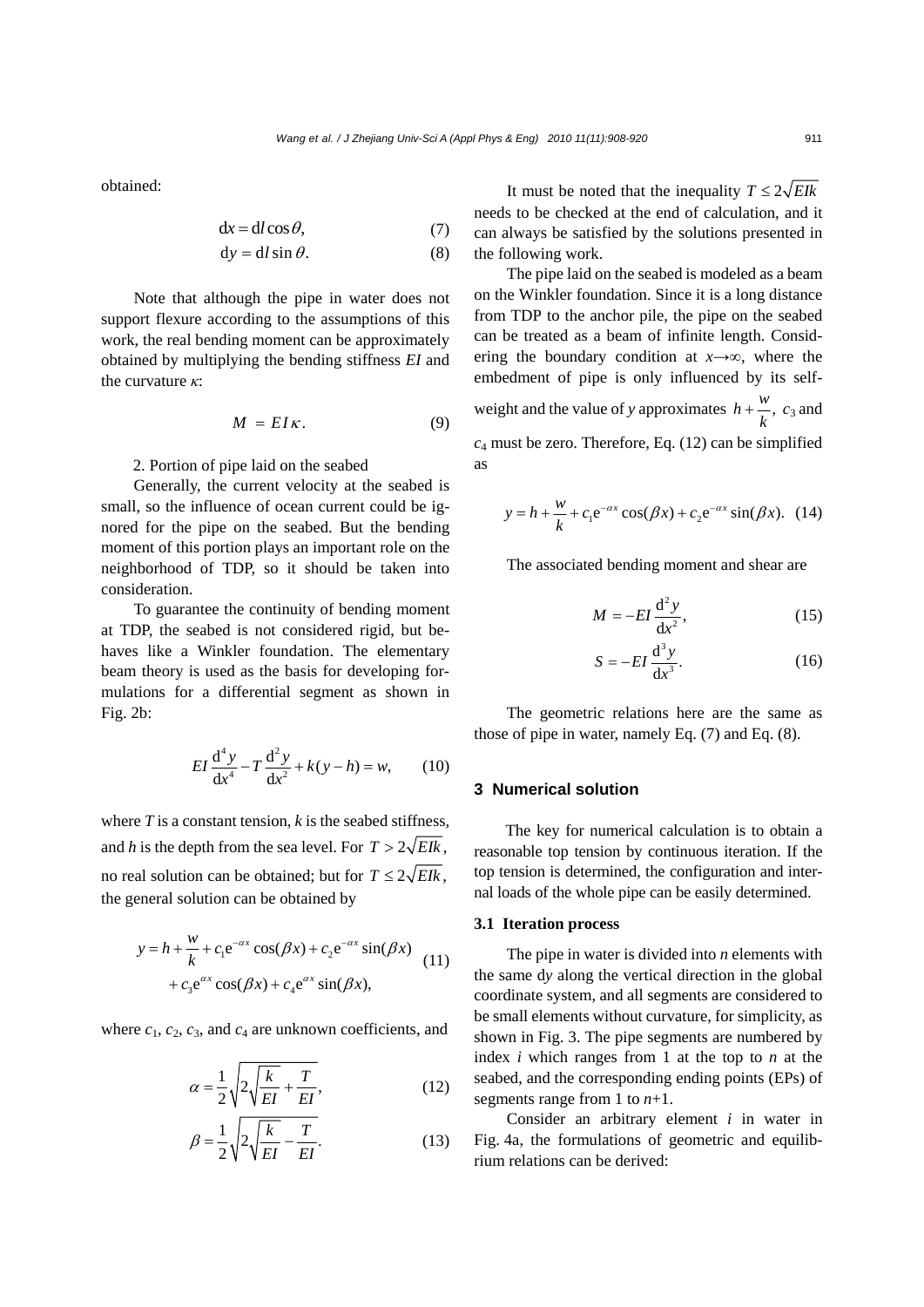obtained:

$$\mathrm{d}x = \mathrm{d}l\cos\theta, \tag{7}$$

$$\mathrm{d}y = \mathrm{d}l\sin\theta. \tag{8}$$

Note that although the pipe in water does not support flexure according to the assumptions of this work, the real bending moment can be approximately obtained by multiplying the bending stiffness *EI* and the curvature $\kappa$:

$$M = EI\kappa. \tag{9}$$

2. Portion of pipe laid on the seabed

Generally, the current velocity at the seabed is small, so the influence of ocean current could be ignored for the pipe on the seabed. But the bending moment of this portion plays an important role on the neighborhood of TDP, so it should be taken into consideration.

To guarantee the continuity of bending moment at TDP, the seabed is not considered rigid, but behaves like a Winkler foundation. The elementary beam theory is used as the basis for developing formulations for a differential segment as shown in Fig. 2b:

$$EI\frac{\mathrm{d}^4 y}{\mathrm{d}x^4} - T\frac{\mathrm{d}^2 y}{\mathrm{d}x^2} + k(y-h) = w, \tag{10}$$

where $T$ is a constant tension, $k$ is the seabed stiffness, and $h$ is the depth from the sea level. For $T > 2\sqrt{EIk}$, no real solution can be obtained; but for $T \le 2\sqrt{EIk}$, the general solution can be obtained by

$$y = h + \frac{w}{k} + c_1\mathrm{e}^{-\alpha x}\cos(\beta x) + c_2\mathrm{e}^{-\alpha x}\sin(\beta x) + c_3\mathrm{e}^{\alpha x}\cos(\beta x) + c_4\mathrm{e}^{\alpha x}\sin(\beta x), \tag{11}$$

where $c_1$, $c_2$, $c_3$, and $c_4$ are unknown coefficients, and

$$\alpha = \frac{1}{2}\sqrt{2\sqrt{\frac{k}{EI}} + \frac{T}{EI}}, \tag{12}$$

$$\beta = \frac{1}{2}\sqrt{2\sqrt{\frac{k}{EI}} - \frac{T}{EI}}. \tag{13}$$

It must be noted that the inequality $T \le 2\sqrt{EIk}$ needs to be checked at the end of calculation, and it can always be satisfied by the solutions presented in the following work.

The pipe laid on the seabed is modeled as a beam on the Winkler foundation. Since it is a long distance from TDP to the anchor pile, the pipe on the seabed can be treated as a beam of infinite length. Considering the boundary condition at $x\to\infty$, where the embedment of pipe is only influenced by its self-weight and the value of $y$ approximates $h + \frac{w}{k}$, $c_3$ and $c_4$ must be zero. Therefore, Eq. (12) can be simplified as

$$y = h + \frac{w}{k} + c_1\mathrm{e}^{-\alpha x}\cos(\beta x) + c_2\mathrm{e}^{-\alpha x}\sin(\beta x). \tag{14}$$

The associated bending moment and shear are

$$M = -EI\frac{\mathrm{d}^2 y}{\mathrm{d}x^2}, \tag{15}$$

$$S = -EI\frac{\mathrm{d}^3 y}{\mathrm{d}x^3}. \tag{16}$$

The geometric relations here are the same as those of pipe in water, namely Eq. (7) and Eq. (8).

## 3 Numerical solution

The key for numerical calculation is to obtain a reasonable top tension by continuous iteration. If the top tension is determined, the configuration and internal loads of the whole pipe can be easily determined.

### 3.1 Iteration process

The pipe in water is divided into $n$ elements with the same d$y$ along the vertical direction in the global coordinate system, and all segments are considered to be small elements without curvature, for simplicity, as shown in Fig. 3. The pipe segments are numbered by index $i$ which ranges from 1 at the top to $n$ at the seabed, and the corresponding ending points (EPs) of segments range from 1 to $n$+1.

Consider an arbitrary element $i$ in water in Fig. 4a, the formulations of geometric and equilibrium relations can be derived: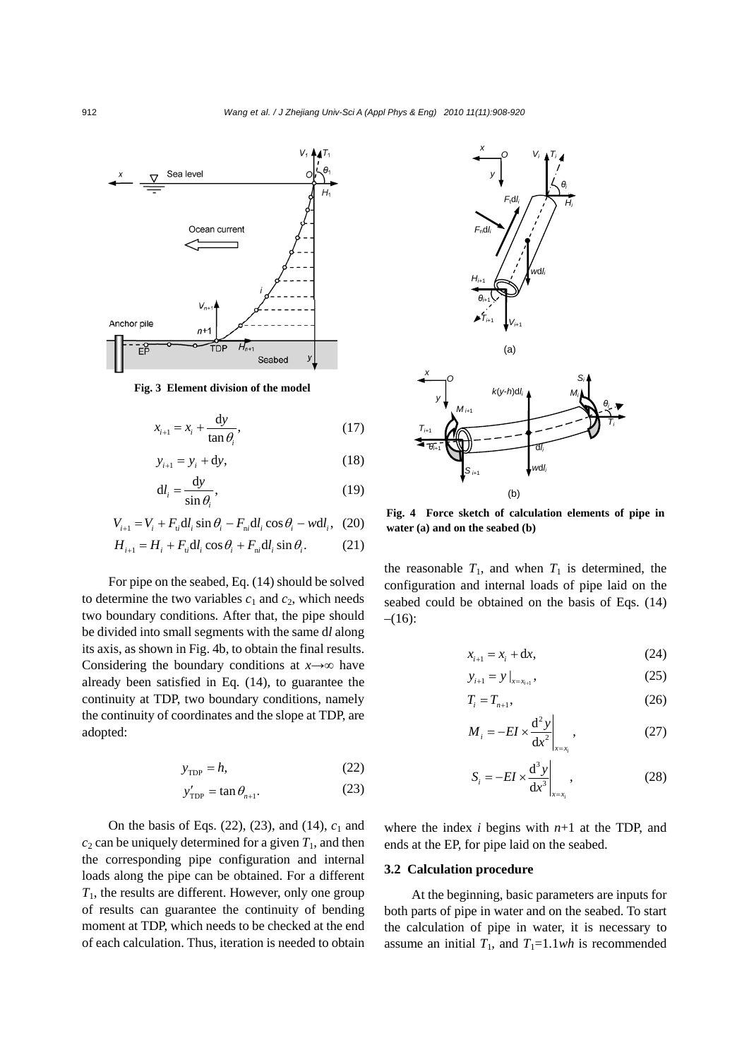Fig. 3 Element division of the model

$$x_{i+1} = x_i + \frac{\mathrm{d}y}{\tan\theta_i}, \tag{17}$$

$$y_{i+1} = y_i + \mathrm{d}y, \tag{18}$$

$$\mathrm{d}l_i = \frac{\mathrm{d}y}{\sin\theta_i}, \tag{19}$$

$$V_{i+1} = V_i + F_{\mathrm{t}i}\mathrm{d}l_i\sin\theta_i - F_{\mathrm{n}i}\mathrm{d}l_i\cos\theta_i - w\mathrm{d}l_i, \tag{20}$$

$$H_{i+1} = H_i + F_{\mathrm{t}i}\mathrm{d}l_i\cos\theta_i + F_{\mathrm{n}i}\mathrm{d}l_i\sin\theta_i. \tag{21}$$

For pipe on the seabed, Eq. (14) should be solved to determine the two variables $c_1$ and $c_2$, which needs two boundary conditions. After that, the pipe should be divided into small segments with the same d$l$ along its axis, as shown in Fig. 4b, to obtain the final results. Considering the boundary conditions at $x\to\infty$ have already been satisfied in Eq. (14), to guarantee the continuity at TDP, two boundary conditions, namely the continuity of coordinates and the slope at TDP, are adopted:

$$y_{\mathrm{TDP}} = h, \tag{22}$$

$$y'_{\mathrm{TDP}} = \tan\theta_{n+1}. \tag{23}$$

On the basis of Eqs. (22), (23), and (14), $c_1$ and $c_2$ can be uniquely determined for a given $T_1$, and then the corresponding pipe configuration and internal loads along the pipe can be obtained. For a different $T_1$, the results are different. However, only one group of results can guarantee the continuity of bending moment at TDP, which needs to be checked at the end of each calculation. Thus, iteration is needed to obtain the reasonable $T_1$, and when $T_1$ is determined, the configuration and internal loads of pipe laid on the seabed could be obtained on the basis of Eqs. (14)–(16):

Fig. 4 Force sketch of calculation elements of pipe in water (a) and on the seabed (b)

$$x_{i+1} = x_i + \mathrm{d}x, \tag{24}$$

$$y_{i+1} = y\,|_{x=x_{i+1}}, \tag{25}$$

$$T_i = T_{n+1}, \tag{26}$$

$$M_i = -EI\times\left.\frac{\mathrm{d}^2y}{\mathrm{d}x^2}\right|_{x=x_i}, \tag{27}$$

$$S_i = -EI\times\left.\frac{\mathrm{d}^3y}{\mathrm{d}x^3}\right|_{x=x_i}, \tag{28}$$

where the index $i$ begins with $n$+1 at the TDP, and ends at the EP, for pipe laid on the seabed.

### 3.2 Calculation procedure

At the beginning, basic parameters are inputs for both parts of pipe in water and on the seabed. To start the calculation of pipe in water, it is necessary to assume an initial $T_1$, and $T_1$=1.1$wh$ is recommended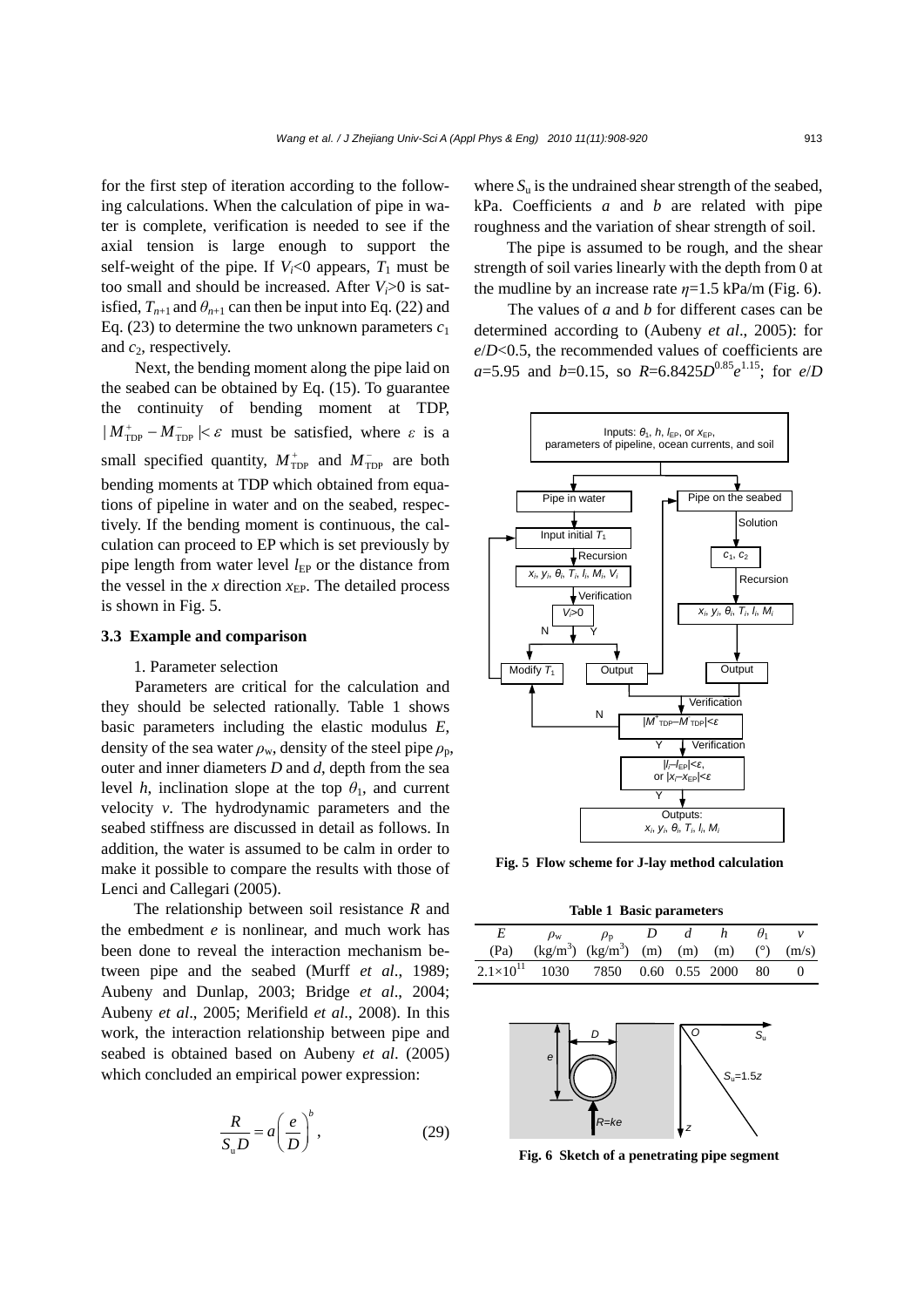for the first step of iteration according to the following calculations. When the calculation of pipe in water is complete, verification is needed to see if the axial tension is large enough to support the self-weight of the pipe. If $V_i<0$ appears, $T_1$ must be too small and should be increased. After $V_i>0$ is satisfied, $T_{n+1}$ and $\theta_{n+1}$ can then be input into Eq. (22) and Eq. (23) to determine the two unknown parameters $c_1$ and $c_2$, respectively.

Next, the bending moment along the pipe laid on the seabed can be obtained by Eq. (15). To guarantee the continuity of bending moment at TDP, $|M_{\mathrm{TDP}}^{+}-M_{\mathrm{TDP}}^{-}|<\varepsilon$ must be satisfied, where $\varepsilon$ is a small specified quantity, $M_{\mathrm{TDP}}^{+}$ and $M_{\mathrm{TDP}}^{-}$ are both bending moments at TDP which obtained from equations of pipeline in water and on the seabed, respectively. If the bending moment is continuous, the calculation can proceed to EP which is set previously by pipe length from water level $l_{\mathrm{EP}}$ or the distance from the vessel in the $x$ direction $x_{\mathrm{EP}}$. The detailed process is shown in Fig. 5.

### 3.3 Example and comparison

1. Parameter selection

Parameters are critical for the calculation and they should be selected rationally. Table 1 shows basic parameters including the elastic modulus $E$, density of the sea water $\rho_{\mathrm{w}}$, density of the steel pipe $\rho_{\mathrm{p}}$, outer and inner diameters $D$ and $d$, depth from the sea level $h$, inclination slope at the top $\theta_1$, and current velocity $v$. The hydrodynamic parameters and the seabed stiffness are discussed in detail as follows. In addition, the water is assumed to be calm in order to make it possible to compare the results with those of Lenci and Callegari (2005).

The relationship between soil resistance $R$ and the embedment $e$ is nonlinear, and much work has been done to reveal the interaction mechanism between pipe and the seabed (Murff *et al*., 1989; Aubeny and Dunlap, 2003; Bridge *et al*., 2004; Aubeny *et al*., 2005; Merifield *et al*., 2008). In this work, the interaction relationship between pipe and seabed is obtained based on Aubeny *et al*. (2005) which concluded an empirical power expression:

$$\frac{R}{S_{\mathrm{u}}D}=a\left(\frac{e}{D}\right)^{b}, \tag{29}$$

where $S_{\mathrm{u}}$ is the undrained shear strength of the seabed, kPa. Coefficients $a$ and $b$ are related with pipe roughness and the variation of shear strength of soil.

The pipe is assumed to be rough, and the shear strength of soil varies linearly with the depth from 0 at the mudline by an increase rate $\eta$=1.5 kPa/m (Fig. 6).

The values of $a$ and $b$ for different cases can be determined according to (Aubeny *et al*., 2005): for $e/D<0.5$, the recommended values of coefficients are $a$=5.95 and $b$=0.15, so $R=6.8425D^{0.85}e^{1.15}$; for $e/D$

**Fig. 5 Flow scheme for J-lay method calculation**

**Table 1 Basic parameters**

| $E$ (Pa) | $\rho_{\mathrm{w}}$ (kg/m$^3$) | $\rho_{\mathrm{p}}$ (kg/m$^3$) | $D$ (m) | $d$ (m) | $h$ (m) | $\theta_1$ (°) | $v$ (m/s) |
|---|---|---|---|---|---|---|---|
| $2.1\times10^{11}$ | 1030 | 7850 | 0.60 | 0.55 | 2000 | 80 | 0 |

**Fig. 6 Sketch of a penetrating pipe segment**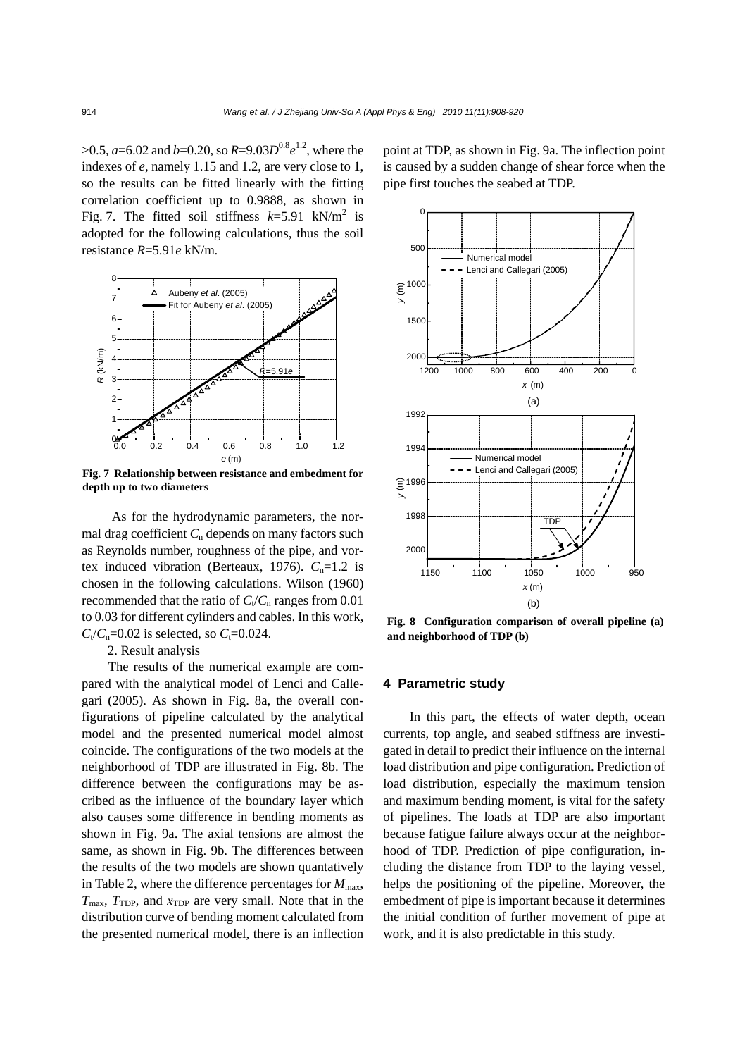>0.5, $a$=6.02 and $b$=0.20, so $R=9.03D^{0.8}e^{1.2}$, where the indexes of $e$, namely 1.15 and 1.2, are very close to 1, so the results can be fitted linearly with the fitting correlation coefficient up to 0.9888, as shown in Fig. 7. The fitted soil stiffness $k$=5.91 kN/m$^2$ is adopted for the following calculations, thus the soil resistance $R$=5.91$e$ kN/m.

**Fig. 7 Relationship between resistance and embedment for depth up to two diameters**

As for the hydrodynamic parameters, the normal drag coefficient $C_n$ depends on many factors such as Reynolds number, roughness of the pipe, and vortex induced vibration (Berteaux, 1976). $C_n$=1.2 is chosen in the following calculations. Wilson (1960) recommended that the ratio of $C_t/C_n$ ranges from 0.01 to 0.03 for different cylinders and cables. In this work, $C_t/C_n$=0.02 is selected, so $C_t$=0.024.

2. Result analysis

The results of the numerical example are compared with the analytical model of Lenci and Callegari (2005). As shown in Fig. 8a, the overall configurations of pipeline calculated by the analytical model and the presented numerical model almost coincide. The configurations of the two models at the neighborhood of TDP are illustrated in Fig. 8b. The difference between the configurations may be ascribed as the influence of the boundary layer which also causes some difference in bending moments as shown in Fig. 9a. The axial tensions are almost the same, as shown in Fig. 9b. The differences between the results of the two models are shown quantatively in Table 2, where the difference percentages for $M_{max}$, $T_{max}$, $T_{TDP}$, and $x_{TDP}$ are very small. Note that in the distribution curve of bending moment calculated from the presented numerical model, there is an inflection point at TDP, as shown in Fig. 9a. The inflection point is caused by a sudden change of shear force when the pipe first touches the seabed at TDP.

**Fig. 8 Configuration comparison of overall pipeline (a) and neighborhood of TDP (b)**

## 4 Parametric study

In this part, the effects of water depth, ocean currents, top angle, and seabed stiffness are investigated in detail to predict their influence on the internal load distribution and pipe configuration. Prediction of load distribution, especially the maximum tension and maximum bending moment, is vital for the safety of pipelines. The loads at TDP are also important because fatigue failure always occur at the neighborhood of TDP. Prediction of pipe configuration, including the distance from TDP to the laying vessel, helps the positioning of the pipeline. Moreover, the embedment of pipe is important because it determines the initial condition of further movement of pipe at work, and it is also predictable in this study.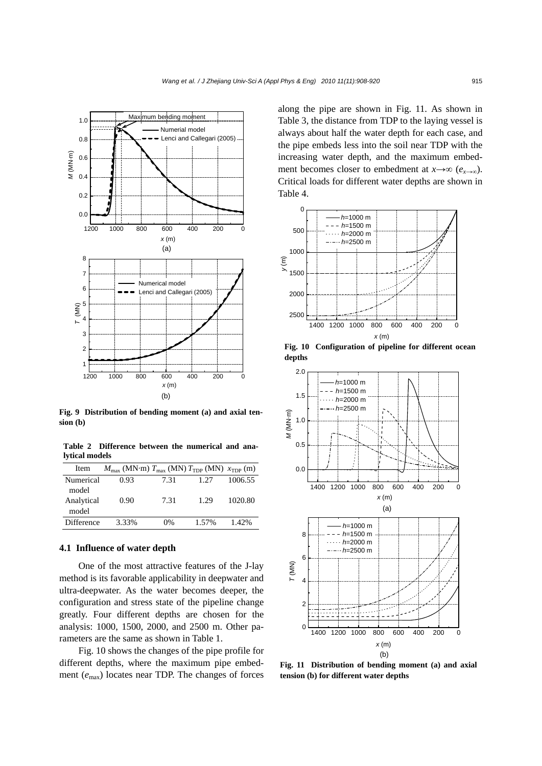Fig. 9 Distribution of bending moment (a) and axial tension (b)

Table 2 Difference between the numerical and analytical models

| Item | $M_{max}$ (MN·m) | $T_{max}$ (MN) | $T_{TDP}$ (MN) | $x_{TDP}$ (m) |
|---|---|---|---|---|
| Numerical model | 0.93 | 7.31 | 1.27 | 1006.55 |
| Analytical model | 0.90 | 7.31 | 1.29 | 1020.80 |
| Difference | 3.33% | 0% | 1.57% | 1.42% |

### 4.1 Influence of water depth

One of the most attractive features of the J-lay method is its favorable applicability in deepwater and ultra-deepwater. As the water becomes deeper, the configuration and stress state of the pipeline change greatly. Four different depths are chosen for the analysis: 1000, 1500, 2000, and 2500 m. Other parameters are the same as shown in Table 1.

Fig. 10 shows the changes of the pipe profile for different depths, where the maximum pipe embedment ($e_{max}$) locates near TDP. The changes of forces along the pipe are shown in Fig. 11. As shown in Table 3, the distance from TDP to the laying vessel is always about half the water depth for each case, and the pipe embeds less into the soil near TDP with the increasing water depth, and the maximum embedment becomes closer to embedment at $x\to\infty$ ($e_{x\to\infty}$). Critical loads for different water depths are shown in Table 4.

Fig. 10 Configuration of pipeline for different ocean depths

Fig. 11 Distribution of bending moment (a) and axial tension (b) for different water depths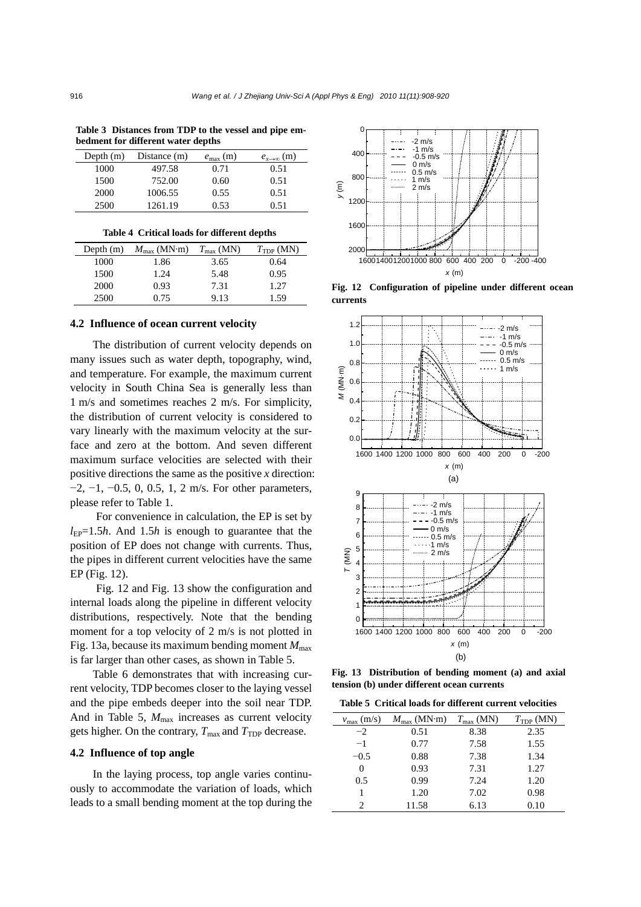**Table 3 Distances from TDP to the vessel and pipe embedment for different water depths**

| Depth (m) | Distance (m) | $e_{\max}$ (m) | $e_{x\to\infty}$ (m) |
|---|---|---|---|
| 1000 | 497.58 | 0.71 | 0.51 |
| 1500 | 752.00 | 0.60 | 0.51 |
| 2000 | 1006.55 | 0.55 | 0.51 |
| 2500 | 1261.19 | 0.53 | 0.51 |

**Table 4 Critical loads for different depths**

| Depth (m) | $M_{\max}$ (MN·m) | $T_{\max}$ (MN) | $T_{\rm TDP}$ (MN) |
|---|---|---|---|
| 1000 | 1.86 | 3.65 | 0.64 |
| 1500 | 1.24 | 5.48 | 0.95 |
| 2000 | 0.93 | 7.31 | 1.27 |
| 2500 | 0.75 | 9.13 | 1.59 |

### 4.2 Influence of ocean current velocity

The distribution of current velocity depends on many issues such as water depth, topography, wind, and temperature. For example, the maximum current velocity in South China Sea is generally less than 1 m/s and sometimes reaches 2 m/s. For simplicity, the distribution of current velocity is considered to vary linearly with the maximum velocity at the surface and zero at the bottom. And seven different maximum surface velocities are selected with their positive directions the same as the positive *x* direction: −2, −1, −0.5, 0, 0.5, 1, 2 m/s. For other parameters, please refer to Table 1.

For convenience in calculation, the EP is set by $l_{\rm EP}$=1.5*h*. And 1.5*h* is enough to guarantee that the position of EP does not change with currents. Thus, the pipes in different current velocities have the same EP (Fig. 12).

Fig. 12 and Fig. 13 show the configuration and internal loads along the pipeline in different velocity distributions, respectively. Note that the bending moment for a top velocity of 2 m/s is not plotted in Fig. 13a, because its maximum bending moment $M_{\max}$ is far larger than other cases, as shown in Table 5.

Table 6 demonstrates that with increasing current velocity, TDP becomes closer to the laying vessel and the pipe embeds deeper into the soil near TDP. And in Table 5, $M_{\max}$ increases as current velocity gets higher. On the contrary, $T_{\max}$ and $T_{\rm TDP}$ decrease.

### 4.2 Influence of top angle

In the laying process, top angle varies continuously to accommodate the variation of loads, which leads to a small bending moment at the top during the

**Fig. 12 Configuration of pipeline under different ocean currents**

**Fig. 13 Distribution of bending moment (a) and axial tension (b) under different ocean currents**

**Table 5 Critical loads for different current velocities**

| $v_{\max}$ (m/s) | $M_{\max}$ (MN·m) | $T_{\max}$ (MN) | $T_{\rm TDP}$ (MN) |
|---|---|---|---|
| −2 | 0.51 | 8.38 | 2.35 |
| −1 | 0.77 | 7.58 | 1.55 |
| −0.5 | 0.88 | 7.38 | 1.34 |
| 0 | 0.93 | 7.31 | 1.27 |
| 0.5 | 0.99 | 7.24 | 1.20 |
| 1 | 1.20 | 7.02 | 0.98 |
| 2 | 11.58 | 6.13 | 0.10 |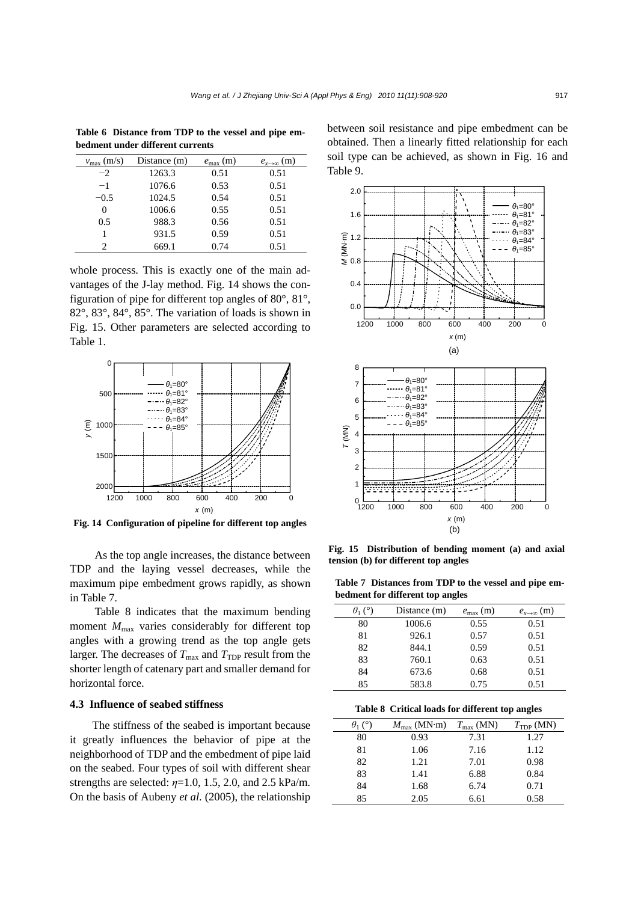**Table 6 Distance from TDP to the vessel and pipe embedment under different currents**

| $v_{max}$ (m/s) | Distance (m) | $e_{max}$ (m) | $e_{x\to\infty}$ (m) |
|---|---|---|---|
| −2 | 1263.3 | 0.51 | 0.51 |
| −1 | 1076.6 | 0.53 | 0.51 |
| −0.5 | 1024.5 | 0.54 | 0.51 |
| 0 | 1006.6 | 0.55 | 0.51 |
| 0.5 | 988.3 | 0.56 | 0.51 |
| 1 | 931.5 | 0.59 | 0.51 |
| 2 | 669.1 | 0.74 | 0.51 |

whole process. This is exactly one of the main advantages of the J-lay method. Fig. 14 shows the configuration of pipe for different top angles of 80°, 81°, 82°, 83°, 84°, 85°. The variation of loads is shown in Fig. 15. Other parameters are selected according to Table 1.

**Fig. 14 Configuration of pipeline for different top angles**

As the top angle increases, the distance between TDP and the laying vessel decreases, while the maximum pipe embedment grows rapidly, as shown in Table 7.

Table 8 indicates that the maximum bending moment $M_{max}$ varies considerably for different top angles with a growing trend as the top angle gets larger. The decreases of $T_{max}$ and $T_{TDP}$ result from the shorter length of catenary part and smaller demand for horizontal force.

### 4.3 Influence of seabed stiffness

The stiffness of the seabed is important because it greatly influences the behavior of pipe at the neighborhood of TDP and the embedment of pipe laid on the seabed. Four types of soil with different shear strengths are selected: $\eta$=1.0, 1.5, 2.0, and 2.5 kPa/m. On the basis of Aubeny *et al.* (2005), the relationship between soil resistance and pipe embedment can be obtained. Then a linearly fitted relationship for each soil type can be achieved, as shown in Fig. 16 and Table 9.

**Fig. 15 Distribution of bending moment (a) and axial tension (b) for different top angles**

**Table 7 Distances from TDP to the vessel and pipe embedment for different top angles**

| $\theta_1$ (°) | Distance (m) | $e_{max}$ (m) | $e_{x\to\infty}$ (m) |
|---|---|---|---|
| 80 | 1006.6 | 0.55 | 0.51 |
| 81 | 926.1 | 0.57 | 0.51 |
| 82 | 844.1 | 0.59 | 0.51 |
| 83 | 760.1 | 0.63 | 0.51 |
| 84 | 673.6 | 0.68 | 0.51 |
| 85 | 583.8 | 0.75 | 0.51 |

**Table 8 Critical loads for different top angles**

| $\theta_1$ (°) | $M_{max}$ (MN·m) | $T_{max}$ (MN) | $T_{TDP}$ (MN) |
|---|---|---|---|
| 80 | 0.93 | 7.31 | 1.27 |
| 81 | 1.06 | 7.16 | 1.12 |
| 82 | 1.21 | 7.01 | 0.98 |
| 83 | 1.41 | 6.88 | 0.84 |
| 84 | 1.68 | 6.74 | 0.71 |
| 85 | 2.05 | 6.61 | 0.58 |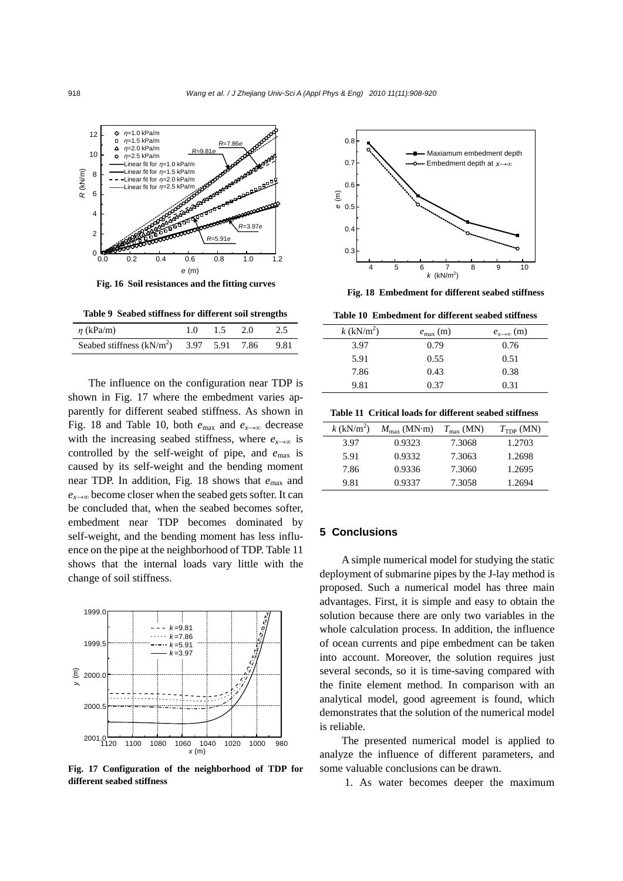Fig. 16 Soil resistances and the fitting curves

**Table 9 Seabed stiffness for different soil strengths**

| $\eta$ (kPa/m) | 1.0 | 1.5 | 2.0 | 2.5 |
|---|---|---|---|---|
| Seabed stiffness (kN/m$^2$) | 3.97 | 5.91 | 7.86 | 9.81 |

The influence on the configuration near TDP is shown in Fig. 17 where the embedment varies apparently for different seabed stiffness. As shown in Fig. 18 and Table 10, both $e_{\max}$ and $e_{x\to\infty}$ decrease with the increasing seabed stiffness, where $e_{x\to\infty}$ is controlled by the self-weight of pipe, and $e_{\max}$ is caused by its self-weight and the bending moment near TDP. In addition, Fig. 18 shows that $e_{\max}$ and $e_{x\to\infty}$ become closer when the seabed gets softer. It can be concluded that, when the seabed becomes softer, embedment near TDP becomes dominated by self-weight, and the bending moment has less influence on the pipe at the neighborhood of TDP. Table 11 shows that the internal loads vary little with the change of soil stiffness.

Fig. 17 Configuration of the neighborhood of TDP for different seabed stiffness

Fig. 18 Embedment for different seabed stiffness

**Table 10 Embedment for different seabed stiffness**

| $k$ (kN/m$^2$) | $e_{\max}$ (m) | $e_{x\to\infty}$ (m) |
|---|---|---|
| 3.97 | 0.79 | 0.76 |
| 5.91 | 0.55 | 0.51 |
| 7.86 | 0.43 | 0.38 |
| 9.81 | 0.37 | 0.31 |

**Table 11 Critical loads for different seabed stiffness**

| $k$ (kN/m$^2$) | $M_{\max}$ (MN·m) | $T_{\max}$ (MN) | $T_{\rm TDP}$ (MN) |
|---|---|---|---|
| 3.97 | 0.9323 | 7.3068 | 1.2703 |
| 5.91 | 0.9332 | 7.3063 | 1.2698 |
| 7.86 | 0.9336 | 7.3060 | 1.2695 |
| 9.81 | 0.9337 | 7.3058 | 1.2694 |

## 5 Conclusions

A simple numerical model for studying the static deployment of submarine pipes by the J-lay method is proposed. Such a numerical model has three main advantages. First, it is simple and easy to obtain the solution because there are only two variables in the whole calculation process. In addition, the influence of ocean currents and pipe embedment can be taken into account. Moreover, the solution requires just several seconds, so it is time-saving compared with the finite element method. In comparison with an analytical model, good agreement is found, which demonstrates that the solution of the numerical model is reliable.

The presented numerical model is applied to analyze the influence of different parameters, and some valuable conclusions can be drawn.

1. As water becomes deeper the maximum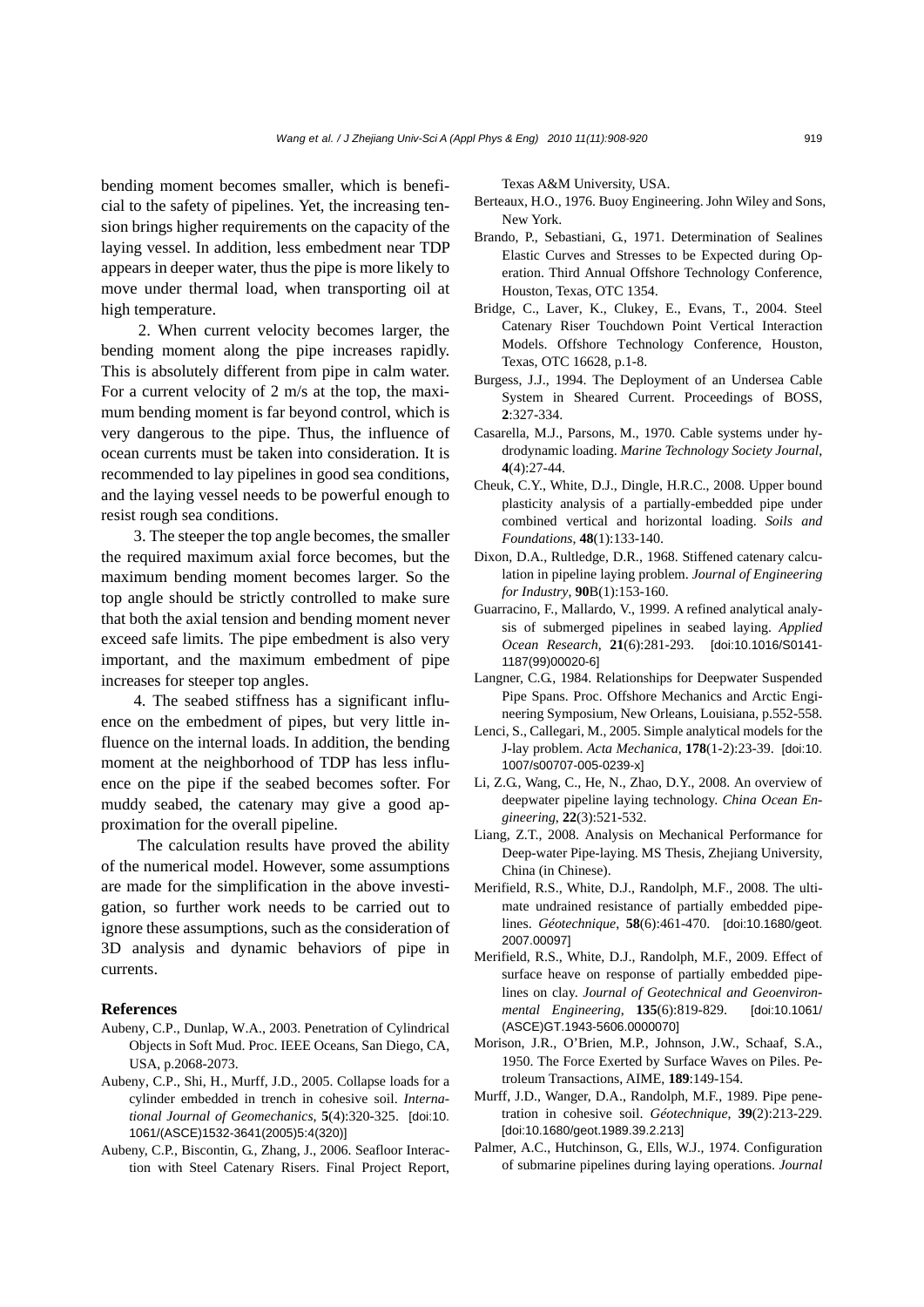bending moment becomes smaller, which is beneficial to the safety of pipelines. Yet, the increasing tension brings higher requirements on the capacity of the laying vessel. In addition, less embedment near TDP appears in deeper water, thus the pipe is more likely to move under thermal load, when transporting oil at high temperature.

2. When current velocity becomes larger, the bending moment along the pipe increases rapidly. This is absolutely different from pipe in calm water. For a current velocity of 2 m/s at the top, the maximum bending moment is far beyond control, which is very dangerous to the pipe. Thus, the influence of ocean currents must be taken into consideration. It is recommended to lay pipelines in good sea conditions, and the laying vessel needs to be powerful enough to resist rough sea conditions.

3. The steeper the top angle becomes, the smaller the required maximum axial force becomes, but the maximum bending moment becomes larger. So the top angle should be strictly controlled to make sure that both the axial tension and bending moment never exceed safe limits. The pipe embedment is also very important, and the maximum embedment of pipe increases for steeper top angles.

4. The seabed stiffness has a significant influence on the embedment of pipes, but very little influence on the internal loads. In addition, the bending moment at the neighborhood of TDP has less influence on the pipe if the seabed becomes softer. For muddy seabed, the catenary may give a good approximation for the overall pipeline.

The calculation results have proved the ability of the numerical model. However, some assumptions are made for the simplification in the above investigation, so further work needs to be carried out to ignore these assumptions, such as the consideration of 3D analysis and dynamic behaviors of pipe in currents.

## References

Aubeny, C.P., Dunlap, W.A., 2003. Penetration of Cylindrical Objects in Soft Mud. Proc. IEEE Oceans, San Diego, CA, USA, p.2068-2073.

Aubeny, C.P., Shi, H., Murff, J.D., 2005. Collapse loads for a cylinder embedded in trench in cohesive soil. *International Journal of Geomechanics*, **5**(4):320-325. [doi:10.1061/(ASCE)1532-3641(2005)5:4(320)]

Aubeny, C.P., Biscontin, G., Zhang, J., 2006. Seafloor Interaction with Steel Catenary Risers. Final Project Report, Texas A&M University, USA.

Berteaux, H.O., 1976. Buoy Engineering. John Wiley and Sons, New York.

Brando, P., Sebastiani, G., 1971. Determination of Sealines Elastic Curves and Stresses to be Expected during Operation. Third Annual Offshore Technology Conference, Houston, Texas, OTC 1354.

Bridge, C., Laver, K., Clukey, E., Evans, T., 2004. Steel Catenary Riser Touchdown Point Vertical Interaction Models. Offshore Technology Conference, Houston, Texas, OTC 16628, p.1-8.

Burgess, J.J., 1994. The Deployment of an Undersea Cable System in Sheared Current. Proceedings of BOSS, **2**:327-334.

Casarella, M.J., Parsons, M., 1970. Cable systems under hydrodynamic loading. *Marine Technology Society Journal*, **4**(4):27-44.

Cheuk, C.Y., White, D.J., Dingle, H.R.C., 2008. Upper bound plasticity analysis of a partially-embedded pipe under combined vertical and horizontal loading. *Soils and Foundations*, **48**(1):133-140.

Dixon, D.A., Rultledge, D.R., 1968. Stiffened catenary calculation in pipeline laying problem. *Journal of Engineering for Industry*, **90**B(1):153-160.

Guarracino, F., Mallardo, V., 1999. A refined analytical analysis of submerged pipelines in seabed laying. *Applied Ocean Research*, **21**(6):281-293. [doi:10.1016/S0141-1187(99)00020-6]

Langner, C.G., 1984. Relationships for Deepwater Suspended Pipe Spans. Proc. Offshore Mechanics and Arctic Engineering Symposium, New Orleans, Louisiana, p.552-558.

Lenci, S., Callegari, M., 2005. Simple analytical models for the J-lay problem. *Acta Mechanica*, **178**(1-2):23-39. [doi:10.1007/s00707-005-0239-x]

Li, Z.G., Wang, C., He, N., Zhao, D.Y., 2008. An overview of deepwater pipeline laying technology. *China Ocean Engineering*, **22**(3):521-532.

Liang, Z.T., 2008. Analysis on Mechanical Performance for Deep-water Pipe-laying. MS Thesis, Zhejiang University, China (in Chinese).

Merifield, R.S., White, D.J., Randolph, M.F., 2008. The ultimate undrained resistance of partially embedded pipelines. *Géotechnique*, **58**(6):461-470. [doi:10.1680/geot.2007.00097]

Merifield, R.S., White, D.J., Randolph, M.F., 2009. Effect of surface heave on response of partially embedded pipelines on clay. *Journal of Geotechnical and Geoenvironmental Engineering*, **135**(6):819-829. [doi:10.1061/(ASCE)GT.1943-5606.0000070]

Morison, J.R., O'Brien, M.P., Johnson, J.W., Schaaf, S.A., 1950. The Force Exerted by Surface Waves on Piles. Petroleum Transactions, AIME, **189**:149-154.

Murff, J.D., Wanger, D.A., Randolph, M.F., 1989. Pipe penetration in cohesive soil. *Géotechnique*, **39**(2):213-229. [doi:10.1680/geot.1989.39.2.213]

Palmer, A.C., Hutchinson, G., Ells, W.J., 1974. Configuration of submarine pipelines during laying operations. *Journal*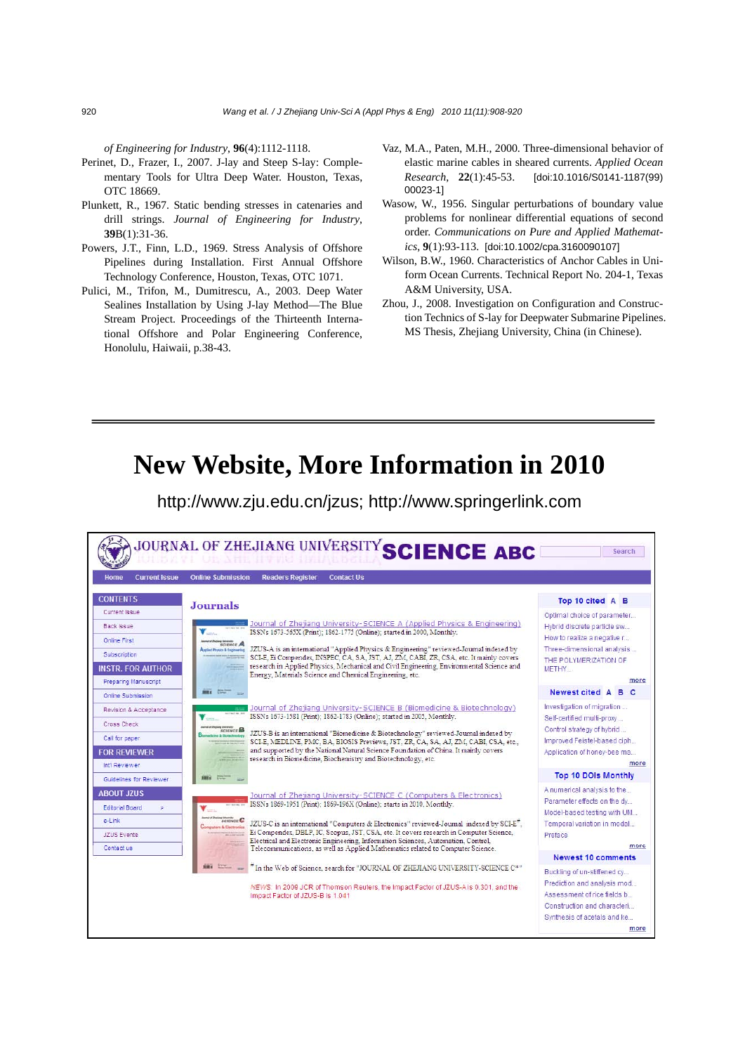*of Engineering for Industry*, **96**(4):1112-1118.

Perinet, D., Frazer, I., 2007. J-lay and Steep S-lay: Complementary Tools for Ultra Deep Water. Houston, Texas, OTC 18669.

Plunkett, R., 1967. Static bending stresses in catenaries and drill strings. *Journal of Engineering for Industry*, **39**B(1):31-36.

Powers, J.T., Finn, L.D., 1969. Stress Analysis of Offshore Pipelines during Installation. First Annual Offshore Technology Conference, Houston, Texas, OTC 1071.

Pulici, M., Trifon, M., Dumitrescu, A., 2003. Deep Water Sealines Installation by Using J-lay Method—The Blue Stream Project. Proceedings of the Thirteenth International Offshore and Polar Engineering Conference, Honolulu, Haiwaii, p.38-43.

Vaz, M.A., Paten, M.H., 2000. Three-dimensional behavior of elastic marine cables in sheared currents. *Applied Ocean Research*, **22**(1):45-53. [doi:10.1016/S0141-1187(99)00023-1]

Wasow, W., 1956. Singular perturbations of boundary value problems for nonlinear differential equations of second order. *Communications on Pure and Applied Mathematics*, **9**(1):93-113. [doi:10.1002/cpa.3160090107]

Wilson, B.W., 1960. Characteristics of Anchor Cables in Uniform Ocean Currents. Technical Report No. 204-1, Texas A&M University, USA.

Zhou, J., 2008. Investigation on Configuration and Construction Technics of S-lay for Deepwater Submarine Pipelines. MS Thesis, Zhejiang University, China (in Chinese).

---

# New Website, More Information in 2010

http://www.zju.edu.cn/jzus; http://www.springerlink.com

JOURNAL OF ZHEJIANG UNIVERSITY SCIENCE ABC

Search

Home | Current Issue | Online Submission | Readers Register | Contact Us

**CONTENTS**
- Current Issue
- Back Issue
- Online First
- Subscription

**INSTR. FOR AUTHOR**
- Preparing Manuscript
- Online Submission
- Revision & Acceptance
- Cross Check
- Call for paper

**FOR REVIEWER**
- Intl Reviewer
- Guidelines for Reviewer

**ABOUT JZUS**
- Editorial Board
- e-Link
- JZUS Events
- Contact us

## Journals

Journal of Zhejiang University-SCIENCE A (Applied Physics & Engineering)
ISSNs 1673-565X (Print); 1862-1775 (Online); started in 2000, Monthly.

JZUS-A is an international "Applied Physics & Engineering" reviewed-Journal indexed by SCI-E, Ei Compendex, INSPEC, CA, SA, JST, AJ, ZM, CABI, ZR, CSA, etc. It mainly covers research in Applied Physics, Mechanical and Civil Engineering, Environmental Science and Energy, Materials Science and Chemical Engineering, etc.

Journal of Zhejiang University-SCIENCE B (Biomedicine & Biotechnology)
ISSNs 1673-1581 (Print); 1862-1783 (Online); started in 2005, Monthly.

JZUS-B is an international "Biomedicine & Biotechnology" reviewed-Journal indexed by SCI-E, MEDLINE, PMC, BA, BIOSIS Previews, JST, ZR, CA, SA, AJ, ZM, CABI, CSA, etc., and supported by the National Natural Science Foundation of China. It mainly covers research in Biomedicine, Biochemistry and Biotechnology, etc.

Journal of Zhejiang University-SCIENCE C (Computers & Electronics)
ISSNs 1869-1951 (Print); 1869-196X (Online); starts in 2010, Monthly.

JZUS-C is an international "Computers & Electronics" reviewed-Journal indexed by SCI-E*, Ei Compendex, DBLP, IC, Scopus, JST, CSA, etc. It covers research in Computer Science, Electrical and Electronic Engineering, Information Sciences, Automation, Control, Telecommunications, as well as Applied Mathematics related to Computer Science.

* In the Web of Science, search for "JOURNAL OF ZHEJIANG UNIVERSITY-SCIENCE C*"

NEWS: In 2009 JCR of Thomson Reuters, the Impact Factor of JZUS-A is 0.301, and the Impact Factor of JZUS-B is 1.041

**Top 10 cited** A B
- Optimal choice of parameter...
- Hybrid discrete particle sw...
- How to realize a negative r...
- Three-dimensional analysis ...
- THE POLYMERIZATION OF METHY...

more

**Newest cited** A B C
- Investigation of migration ...
- Self-certified multi-proxy ...
- Control strategy of hybrid ...
- Improved Feistel-based ciph...
- Application of honey-bee ma...

more

**Top 10 DOIs Monthly**
- A numerical analysis to the...
- Parameter effects on the dy...
- Model-based testing with UM...
- Temporal variation in modal...
- Preface

more

**Newest 10 comments**
- Buckling of un-stiffened cy...
- Prediction and analysis mod...
- Assessment of rice fields b...
- Construction and characteri...
- Synthesis of acetals and ke...

more